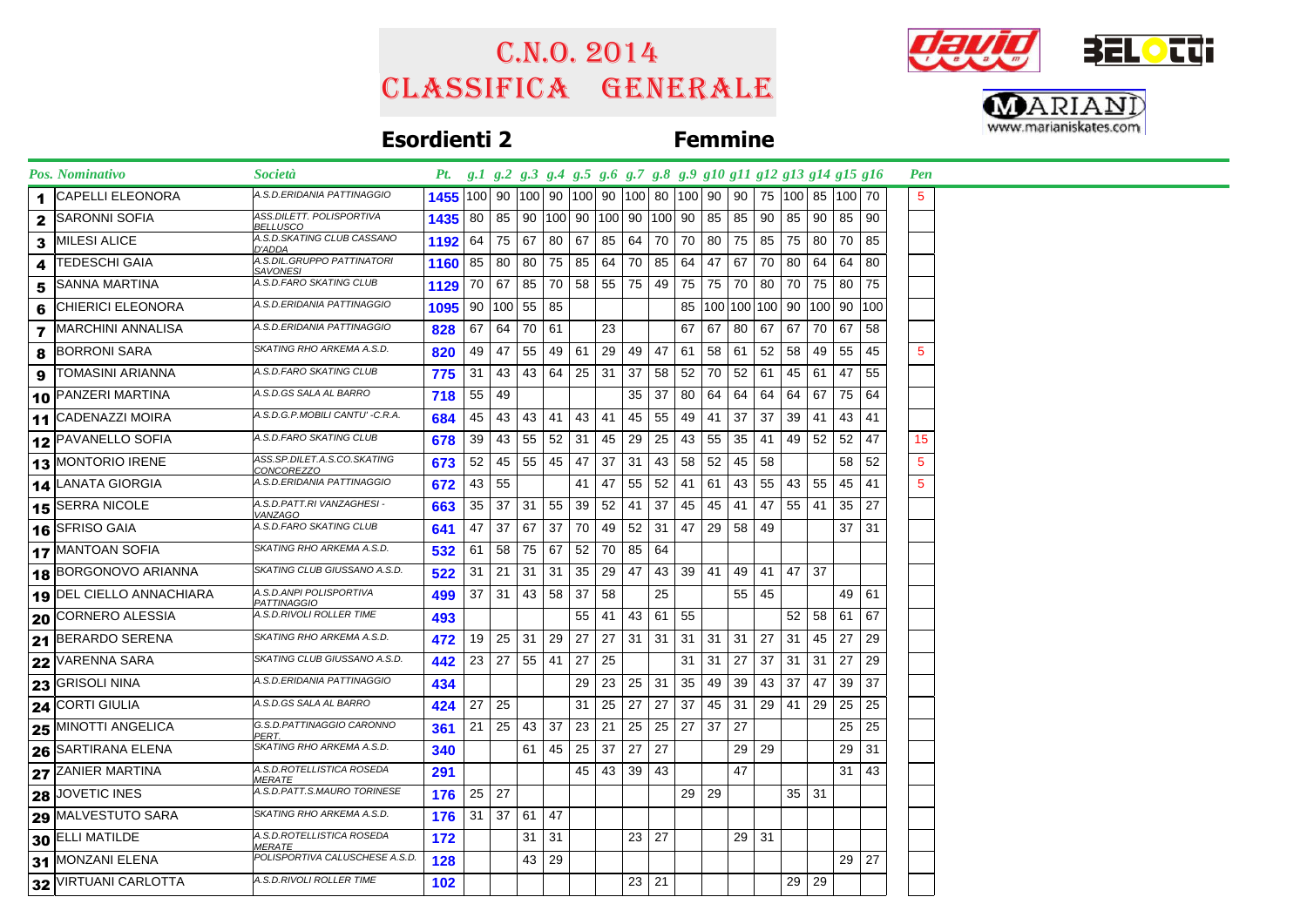# C.N.O. 2014
# CLASSIFICA GENERALE

## Esordienti 2 — Femmine

| Pos. | Nominativo | Società | Pt. | g.1 | g.2 | g.3 | g.4 | g.5 | g.6 | g.7 | g.8 | g.9 | g10 | g11 | g12 | g13 | g14 | g15 | g16 | Pen |
|---|---|---|---|---|---|---|---|---|---|---|---|---|---|---|---|---|---|---|---|---|
| 1 | CAPELLI ELEONORA | A.S.D.ERIDANIA PATTINAGGIO | 1455 | 100 | 90 | 100 | 90 | 100 | 90 | 100 | 80 | 100 | 90 | 90 | 75 | 100 | 85 | 100 | 70 | 5 |
| 2 | SARONNI SOFIA | ASS.DILETT. POLISPORTIVA BELLUSCO | 1435 | 80 | 85 | 90 | 100 | 90 | 100 | 90 | 100 | 90 | 85 | 85 | 90 | 85 | 90 | 85 | 90 | |
| 3 | MILESI ALICE | A.S.D.SKATING CLUB CASSANO D'ADDA | 1192 | 64 | 75 | 67 | 80 | 67 | 85 | 64 | 70 | 70 | 80 | 75 | 85 | 75 | 80 | 70 | 85 | |
| 4 | TEDESCHI GAIA | A.S.DIL.GRUPPO PATTINATORI SAVONESI | 1160 | 85 | 80 | 80 | 75 | 85 | 64 | 70 | 85 | 64 | 47 | 67 | 70 | 80 | 64 | 64 | 80 | |
| 5 | SANNA MARTINA | A.S.D.FARO SKATING CLUB | 1129 | 70 | 67 | 85 | 70 | 58 | 55 | 75 | 49 | 75 | 75 | 70 | 80 | 70 | 75 | 80 | 75 | |
| 6 | CHIERICI ELEONORA | A.S.D.ERIDANIA PATTINAGGIO | 1095 | 90 | 100 | 55 | 85 | | | | | 85 | 100 | 100 | 100 | 90 | 100 | 90 | 100 | |
| 7 | MARCHINI ANNALISA | A.S.D.ERIDANIA PATTINAGGIO | 828 | 67 | 64 | 70 | 61 | | 23 | | | 67 | 67 | 80 | 67 | 67 | 70 | 67 | 58 | |
| 8 | BORRONI SARA | SKATING RHO ARKEMA A.S.D. | 820 | 49 | 47 | 55 | 49 | 61 | 29 | 49 | 47 | 61 | 58 | 61 | 52 | 58 | 49 | 55 | 45 | 5 |
| 9 | TOMASINI ARIANNA | A.S.D.FARO SKATING CLUB | 775 | 31 | 43 | 43 | 64 | 25 | 31 | 37 | 58 | 52 | 70 | 52 | 61 | 45 | 61 | 47 | 55 | |
| 10 | PANZERI MARTINA | A.S.D.GS SALA AL BARRO | 718 | 55 | 49 | | | | | 35 | 37 | 80 | 64 | 64 | 64 | 64 | 67 | 75 | 64 | |
| 11 | CADENAZZI MOIRA | A.S.D.G.P.MOBILI CANTU' -C.R.A. | 684 | 45 | 43 | 43 | 41 | 43 | 41 | 45 | 55 | 49 | 41 | 37 | 37 | 39 | 41 | 43 | 41 | |
| 12 | PAVANELLO SOFIA | A.S.D.FARO SKATING CLUB | 678 | 39 | 43 | 55 | 52 | 31 | 45 | 29 | 25 | 43 | 55 | 35 | 41 | 49 | 52 | 52 | 47 | 15 |
| 13 | MONTORIO IRENE | ASS.SP.DILET.A.S.CO.SKATING CONCOREZZO | 673 | 52 | 45 | 55 | 45 | 47 | 37 | 31 | 43 | 58 | 52 | 45 | 58 | | | 58 | 52 | 5 |
| 14 | LANATA GIORGIA | A.S.D.ERIDANIA PATTINAGGIO | 672 | 43 | 55 | | | 41 | 47 | 55 | 52 | 41 | 61 | 43 | 55 | 43 | 55 | 45 | 41 | 5 |
| 15 | SERRA NICOLE | A.S.D.PATT.RI VANZAGHESI - VANZAGO | 663 | 35 | 37 | 31 | 55 | 39 | 52 | 41 | 37 | 45 | 45 | 41 | 47 | 55 | 41 | 35 | 27 | |
| 16 | SFRISO GAIA | A.S.D.FARO SKATING CLUB | 641 | 47 | 37 | 67 | 37 | 70 | 49 | 52 | 31 | 47 | 29 | 58 | 49 | | | 37 | 31 | |
| 17 | MANTOAN SOFIA | SKATING RHO ARKEMA A.S.D. | 532 | 61 | 58 | 75 | 67 | 52 | 70 | 85 | 64 | | | | | | | | | |
| 18 | BORGONOVO ARIANNA | SKATING CLUB GIUSSANO A.S.D. | 522 | 31 | 21 | 31 | 31 | 35 | 29 | 47 | 43 | 39 | 41 | 49 | 41 | 47 | 37 | | | |
| 19 | DEL CIELLO ANNACHIARA | A.S.D.ANPI POLISPORTIVA PATTINAGGIO | 499 | 37 | 31 | 43 | 58 | 37 | 58 | | 25 | | | 55 | 45 | | | 49 | 61 | |
| 20 | CORNERO ALESSIA | A.S.D.RIVOLI ROLLER TIME | 493 | | | | | 55 | 41 | 43 | 61 | 55 | | | | 52 | 58 | 61 | 67 | |
| 21 | BERARDO SERENA | SKATING RHO ARKEMA A.S.D. | 472 | 19 | 25 | 31 | 29 | 27 | 27 | 31 | 31 | 31 | 31 | 31 | 27 | 31 | 45 | 27 | 29 | |
| 22 | VARENNA SARA | SKATING CLUB GIUSSANO A.S.D. | 442 | 23 | 27 | 55 | 41 | 27 | 25 | | | 31 | 31 | 27 | 37 | 31 | 31 | 27 | 29 | |
| 23 | GRISOLI NINA | A.S.D.ERIDANIA PATTINAGGIO | 434 | | | | | 29 | 23 | 25 | 31 | 35 | 49 | 39 | 43 | 37 | 47 | 39 | 37 | |
| 24 | CORTI GIULIA | A.S.D.GS SALA AL BARRO | 424 | 27 | 25 | | | 31 | 25 | 27 | 27 | 37 | 45 | 31 | 29 | 41 | 29 | 25 | 25 | |
| 25 | MINOTTI ANGELICA | G.S.D.PATTINAGGIO CARONNO PERT. | 361 | 21 | 25 | 43 | 37 | 23 | 21 | 25 | 25 | 27 | 37 | 27 | | | | 25 | 25 | |
| 26 | SARTIRANA ELENA | SKATING RHO ARKEMA A.S.D. | 340 | | | 61 | 45 | 25 | 37 | 27 | 27 | | | 29 | 29 | | | 29 | 31 | |
| 27 | ZANIER MARTINA | A.S.D.ROTELLISTICA ROSEDA MERATE | 291 | | | | | 45 | 43 | 39 | 43 | | | 47 | | | | 31 | 43 | |
| 28 | JOVETIC INES | A.S.D.PATT.S.MAURO TORINESE | 176 | 25 | 27 | | | | | | | 29 | 29 | | | 35 | 31 | | | |
| 29 | MALVESTUTO SARA | SKATING RHO ARKEMA A.S.D. | 176 | 31 | 37 | 61 | 47 | | | | | | | | | | | | | |
| 30 | ELLI MATILDE | A.S.D.ROTELLISTICA ROSEDA MERATE | 172 | | | 31 | 31 | | | 23 | 27 | | | 29 | 31 | | | | | |
| 31 | MONZANI ELENA | POLISPORTIVA CALUSCHESE A.S.D. | 128 | | | 43 | 29 | | | | | | | | | | | 29 | 27 | |
| 32 | VIRTUANI CARLOTTA | A.S.D.RIVOLI ROLLER TIME | 102 | | | | | | | 23 | 21 | | | | | 29 | 29 | | | |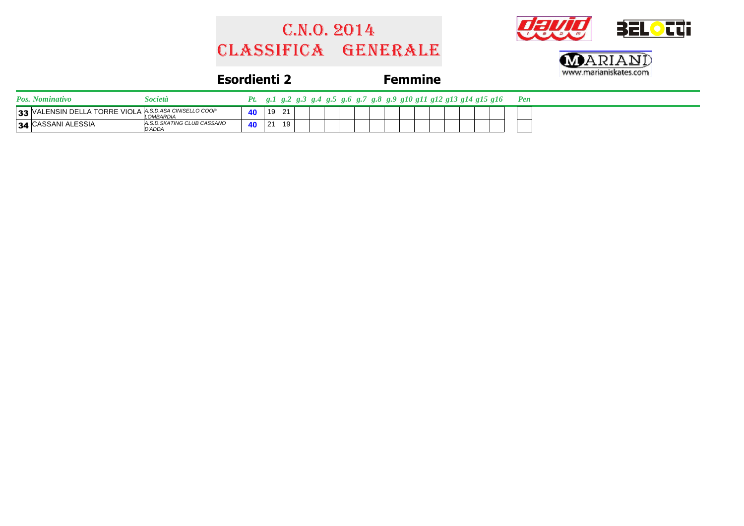# C.N.O. 2014
# CLASSIFICA GENERALE

## Esordienti 2 Femmine

www.marianiskates.com

| Pos. | Nominativo | Società | Pt. | g.1 | g.2 | g.3 | g.4 | g.5 | g.6 | g.7 | g.8 | g.9 | g10 | g11 | g12 | g13 | g14 | g15 | g16 | Pen |
|---|---|---|---|---|---|---|---|---|---|---|---|---|---|---|---|---|---|---|---|---|
| 33 | VALENSIN DELLA TORRE VIOLA | A.S.D.ASA CINISELLO COOP LOMBARDIA | 40 | 19 | 21 | | | | | | | | | | | | | | | |
| 34 | CASSANI ALESSIA | A.S.D.SKATING CLUB CASSANO D'ADDA | 40 | 21 | 19 | | | | | | | | | | | | | | | |